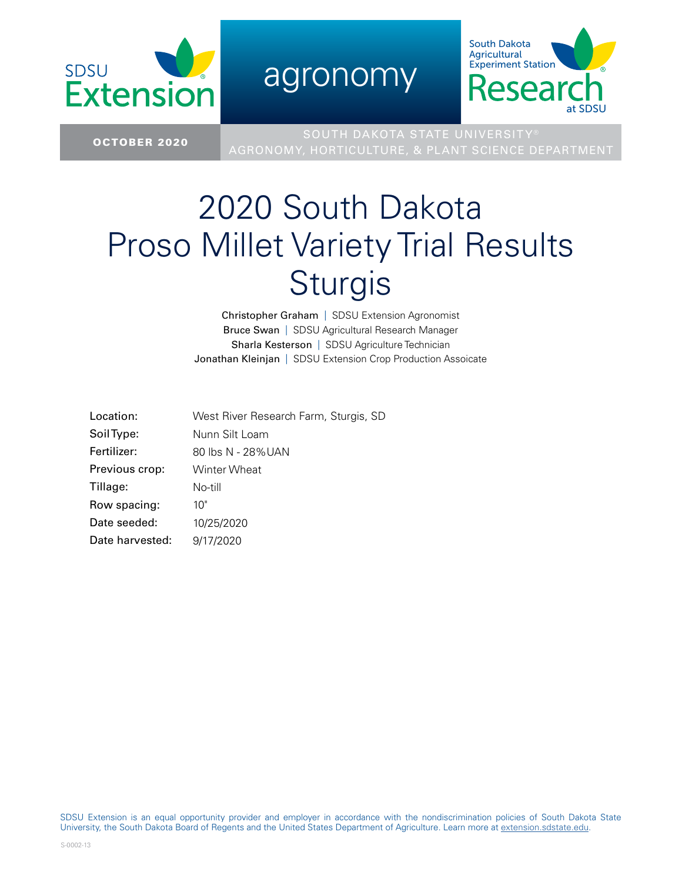SDSU Extension

agronomy

South Dakota Agricultural Experiment Station Research at SDSU

**OCTOBER 2020**

SOUTH DAKOTA STATE UNIVERSITY®
AGRONOMY, HORTICULTURE, & PLANT SCIENCE DEPARTMENT

# 2020 South Dakota Proso Millet Variety Trial Results Sturgis

Christopher Graham | SDSU Extension Agronomist
Bruce Swan | SDSU Agricultural Research Manager
Sharla Kesterson | SDSU Agriculture Technician
Jonathan Kleinjan | SDSU Extension Crop Production Assoicate

| | |
|---|---|
| Location: | West River Research Farm, Sturgis, SD |
| Soil Type: | Nunn Silt Loam |
| Fertilizer: | 80 lbs N - 28% UAN |
| Previous crop: | Winter Wheat |
| Tillage: | No-till |
| Row spacing: | 10" |
| Date seeded: | 10/25/2020 |
| Date harvested: | 9/17/2020 |

SDSU Extension is an equal opportunity provider and employer in accordance with the nondiscrimination policies of South Dakota State University, the South Dakota Board of Regents and the United States Department of Agriculture. Learn more at extension.sdstate.edu.

S-0002-13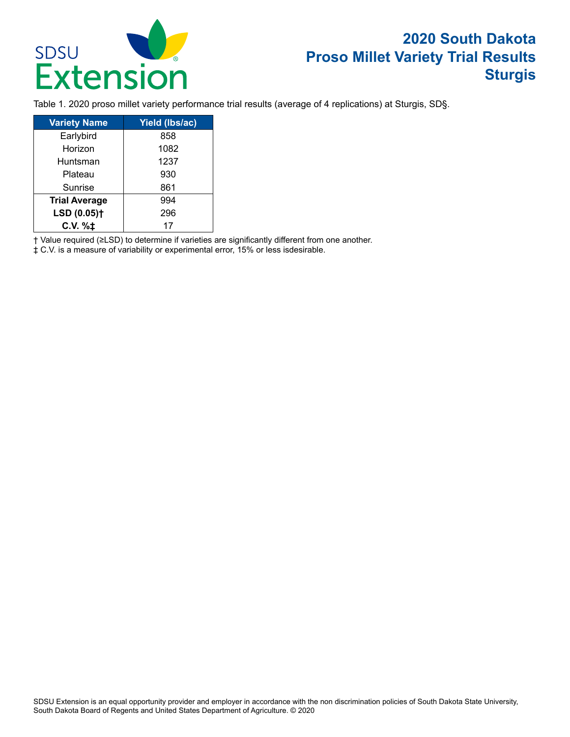# 2020 South Dakota Proso Millet Variety Trial Results Sturgis

Table 1. 2020 proso millet variety performance trial results (average of 4 replications) at Sturgis, SD§.

| Variety Name | Yield (lbs/ac) |
|---|---|
| Earlybird | 858 |
| Horizon | 1082 |
| Huntsman | 1237 |
| Plateau | 930 |
| Sunrise | 861 |
| **Trial Average** | 994 |
| **LSD (0.05)†** | 296 |
| **C.V. %‡** | 17 |

† Value required (≥LSD) to determine if varieties are significantly different from one another.
‡ C.V. is a measure of variability or experimental error, 15% or less isdesirable.

SDSU Extension is an equal opportunity provider and employer in accordance with the non discrimination policies of South Dakota State University, South Dakota Board of Regents and United States Department of Agriculture. © 2020